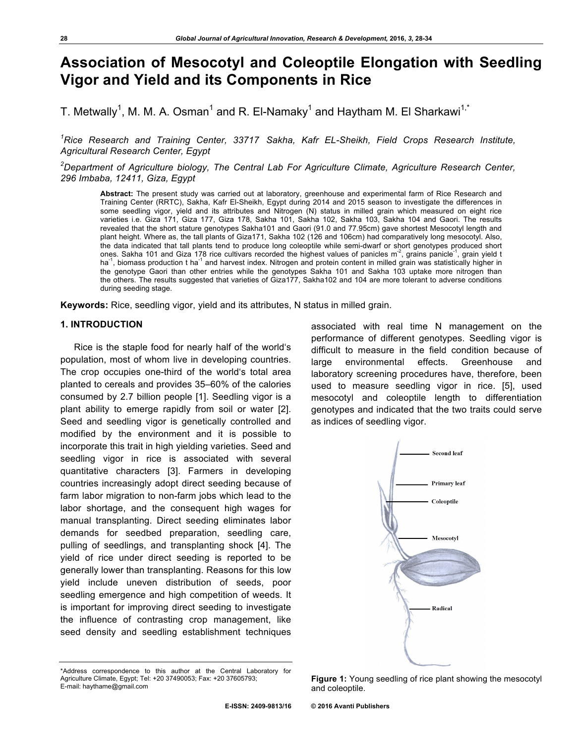# Association of Mesocotyl and Coleoptile Elongation with Seedling Vigor and Yield and its Components in Rice

T. Metwally[1], M. M. A. Osman[1] and R. El-Namaky[1] and Haytham M. El Sharkawi[1,*]

[1]*Rice Research and Training Center, 33717 Sakha, Kafr EL-Sheikh, Field Crops Research Institute, Agricultural Research Center, Egypt*

[2]*Department of Agriculture biology, The Central Lab For Agriculture Climate, Agriculture Research Center, 296 Imbaba, 12411, Giza, Egypt*

**Abstract:** The present study was carried out at laboratory, greenhouse and experimental farm of Rice Research and Training Center (RRTC), Sakha, Kafr El-Sheikh, Egypt during 2014 and 2015 season to investigate the differences in some seedling vigor, yield and its attributes and Nitrogen (N) status in milled grain which measured on eight rice varieties i.e. Giza 171, Giza 177, Giza 178, Sakha 101, Sakha 102, Sakha 103, Sakha 104 and Gaori. The results revealed that the short stature genotypes Sakha101 and Gaori (91.0 and 77.95cm) gave shortest Mesocotyl length and plant height. Where as, the tall plants of Giza171, Sakha 102 (126 and 106cm) had comparatively long mesocotyl. Also, the data indicated that tall plants tend to produce long coleoptile while semi-dwarf or short genotypes produced short ones. Sakha 101 and Giza 178 rice cultivars recorded the highest values of panicles $m^{-2}$, grains panicle$^{-1}$, grain yield t ha$^{-1}$, biomass production t ha$^{-1}$ and harvest index. Nitrogen and protein content in milled grain was statistically higher in the genotype Gaori than other entries while the genotypes Sakha 101 and Sakha 103 uptake more nitrogen than the others. The results suggested that varieties of Giza177, Sakha102 and 104 are more tolerant to adverse conditions during seeding stage.

**Keywords:** Rice, seedling vigor, yield and its attributes, N status in milled grain.

## 1. INTRODUCTION

Rice is the staple food for nearly half of the world's population, most of whom live in developing countries. The crop occupies one-third of the world's total area planted to cereals and provides 35–60% of the calories consumed by 2.7 billion people [1]. Seedling vigor is a plant ability to emerge rapidly from soil or water [2]. Seed and seedling vigor is genetically controlled and modified by the environment and it is possible to incorporate this trait in high yielding varieties. Seed and seedling vigor in rice is associated with several quantitative characters [3]. Farmers in developing countries increasingly adopt direct seeding because of farm labor migration to non-farm jobs which lead to the labor shortage, and the consequent high wages for manual transplanting. Direct seeding eliminates labor demands for seedbed preparation, seedling care, pulling of seedlings, and transplanting shock [4]. The yield of rice under direct seeding is reported to be generally lower than transplanting. Reasons for this low yield include uneven distribution of seeds, poor seedling emergence and high competition of weeds. It is important for improving direct seeding to investigate the influence of contrasting crop management, like seed density and seedling establishment techniques associated with real time N management on the performance of different genotypes. Seedling vigor is difficult to measure in the field condition because of large environmental effects. Greenhouse and laboratory screening procedures have, therefore, been used to measure seedling vigor in rice. [5], used mesocotyl and coleoptile length to differentiation genotypes and indicated that the two traits could serve as indices of seedling vigor.

Figure 1: Young seedling of rice plant showing the mesocotyl and coleoptile.

*Address correspondence to this author at the Central Laboratory for Agriculture Climate, Egypt; Tel: +20 37490053; Fax: +20 37605793; E-mail: haythame@gmail.com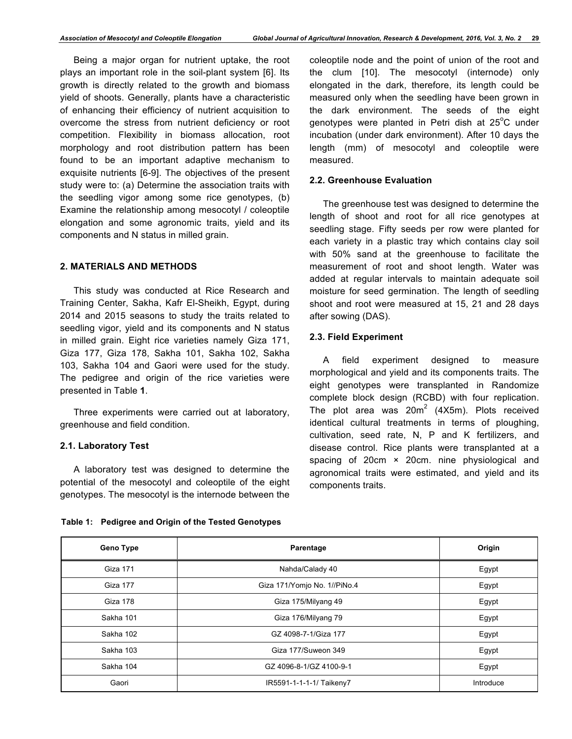Being a major organ for nutrient uptake, the root plays an important role in the soil-plant system [6]. Its growth is directly related to the growth and biomass yield of shoots. Generally, plants have a characteristic of enhancing their efficiency of nutrient acquisition to overcome the stress from nutrient deficiency or root competition. Flexibility in biomass allocation, root morphology and root distribution pattern has been found to be an important adaptive mechanism to exquisite nutrients [6-9]. The objectives of the present study were to: (a) Determine the association traits with the seedling vigor among some rice genotypes, (b) Examine the relationship among mesocotyl / coleoptile elongation and some agronomic traits, yield and its components and N status in milled grain.

## 2. MATERIALS AND METHODS

This study was conducted at Rice Research and Training Center, Sakha, Kafr El-Sheikh, Egypt, during 2014 and 2015 seasons to study the traits related to seedling vigor, yield and its components and N status in milled grain. Eight rice varieties namely Giza 171, Giza 177, Giza 178, Sakha 101, Sakha 102, Sakha 103, Sakha 104 and Gaori were used for the study. The pedigree and origin of the rice varieties were presented in Table **1**.

Three experiments were carried out at laboratory, greenhouse and field condition.

### 2.1. Laboratory Test

A laboratory test was designed to determine the potential of the mesocotyl and coleoptile of the eight genotypes. The mesocotyl is the internode between the coleoptile node and the point of union of the root and the clum [10]. The mesocotyl (internode) could only elongated in the dark, therefore, its length could be measured only when the seedling have been grown in the dark environment. The seeds of the eight genotypes were planted in Petri dish at 25$^{o}$C under incubation (under dark environment). After 10 days the length (mm) of mesocotyl and coleoptile were measured.

### 2.2. Greenhouse Evaluation

The greenhouse test was designed to determine the length of shoot and root for all rice genotypes at seedling stage. Fifty seeds per row were planted for each variety in a plastic tray which contains clay soil with 50% sand at the greenhouse to facilitate the measurement of root and shoot length. Water was added at regular intervals to maintain adequate soil moisture for seed germination. The length of seedling shoot and root were measured at 15, 21 and 28 days after sowing (DAS).

### 2.3. Field Experiment

A field experiment designed to measure morphological and yield and its components traits. The eight genotypes were transplanted in Randomize complete block design (RCBD) with four replication. The plot area was 20m$^{2}$ (4X5m). Plots received identical cultural treatments in terms of ploughing, cultivation, seed rate, N, P and K fertilizers, and disease control. Rice plants were transplanted at a spacing of 20cm × 20cm. nine physiological and agronomical traits were estimated, and yield and its components traits.

**Table 1: Pedigree and Origin of the Tested Genotypes**

| Geno Type | Parentage | Origin |
|---|---|---|
| Giza 171 | Nahda/Calady 40 | Egypt |
| Giza 177 | Giza 171/Yomjo No. 1//PiNo.4 | Egypt |
| Giza 178 | Giza 175/Milyang 49 | Egypt |
| Sakha 101 | Giza 176/Milyang 79 | Egypt |
| Sakha 102 | GZ 4098-7-1/Giza 177 | Egypt |
| Sakha 103 | Giza 177/Suweon 349 | Egypt |
| Sakha 104 | GZ 4096-8-1/GZ 4100-9-1 | Egypt |
| Gaori | IR5591-1-1-1-1/ Taikeny7 | Introduce |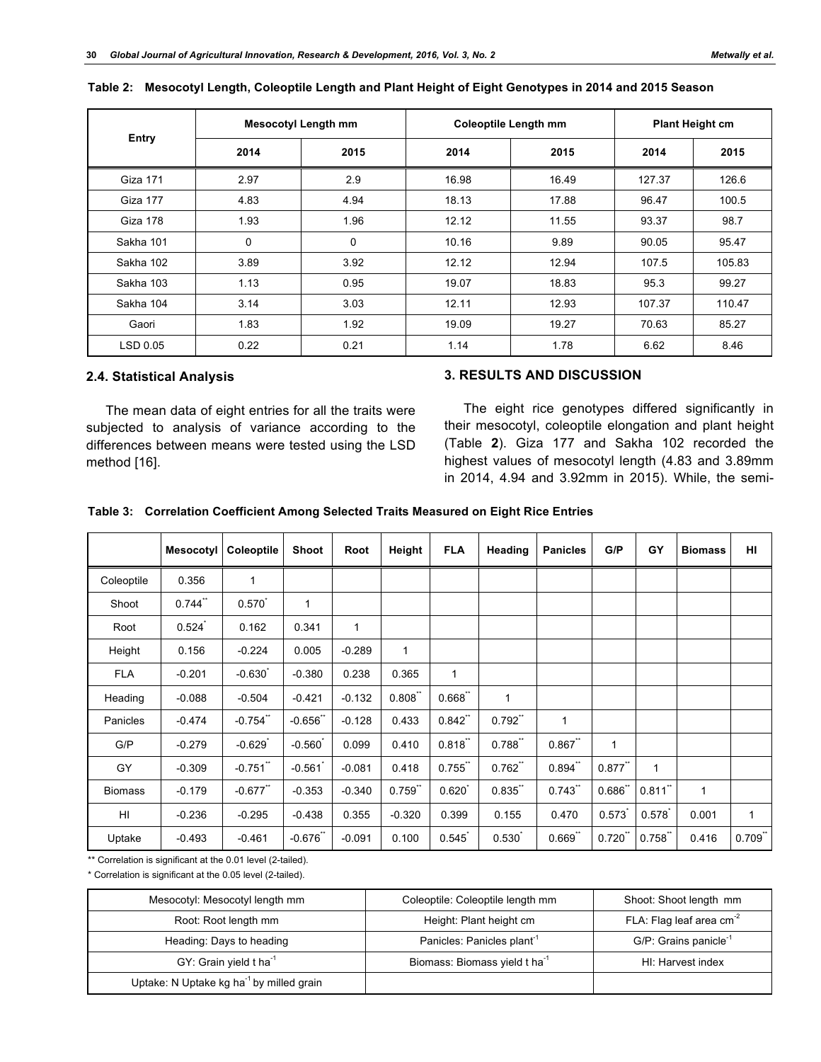**Table 2: Mesocotyl Length, Coleoptile Length and Plant Height of Eight Genotypes in 2014 and 2015 Season**

| Entry | Mesocotyl Length mm | | Coleoptile Length mm | | Plant Height cm | |
|---|---|---|---|---|---|---|
| | 2014 | 2015 | 2014 | 2015 | 2014 | 2015 |
| Giza 171 | 2.97 | 2.9 | 16.98 | 16.49 | 127.37 | 126.6 |
| Giza 177 | 4.83 | 4.94 | 18.13 | 17.88 | 96.47 | 100.5 |
| Giza 178 | 1.93 | 1.96 | 12.12 | 11.55 | 93.37 | 98.7 |
| Sakha 101 | 0 | 0 | 10.16 | 9.89 | 90.05 | 95.47 |
| Sakha 102 | 3.89 | 3.92 | 12.12 | 12.94 | 107.5 | 105.83 |
| Sakha 103 | 1.13 | 0.95 | 19.07 | 18.83 | 95.3 | 99.27 |
| Sakha 104 | 3.14 | 3.03 | 12.11 | 12.93 | 107.37 | 110.47 |
| Gaori | 1.83 | 1.92 | 19.09 | 19.27 | 70.63 | 85.27 |
| LSD 0.05 | 0.22 | 0.21 | 1.14 | 1.78 | 6.62 | 8.46 |

### 2.4. Statistical Analysis

The mean data of eight entries for all the traits were subjected to analysis of variance according to the differences between means were tested using the LSD method [16].

## 3. RESULTS AND DISCUSSION

The eight rice genotypes differed significantly in their mesocotyl, coleoptile elongation and plant height (Table **2**). Giza 177 and Sakha 102 recorded the highest values of mesocotyl length (4.83 and 3.89mm in 2014, 4.94 and 3.92mm in 2015). While, the semi-

**Table 3: Correlation Coefficient Among Selected Traits Measured on Eight Rice Entries**

| | Mesocotyl | Coleoptile | Shoot | Root | Height | FLA | Heading | Panicles | G/P | GY | Biomass | HI |
|---|---|---|---|---|---|---|---|---|---|---|---|---|
| Coleoptile | 0.356 | 1 | | | | | | | | | | |
| Shoot | 0.744** | 0.570* | 1 | | | | | | | | | |
| Root | 0.524* | 0.162 | 0.341 | 1 | | | | | | | | |
| Height | 0.156 | -0.224 | 0.005 | -0.289 | 1 | | | | | | | |
| FLA | -0.201 | -0.630* | -0.380 | 0.238 | 0.365 | 1 | | | | | | |
| Heading | -0.088 | -0.504 | -0.421 | -0.132 | 0.808** | 0.668** | 1 | | | | | |
| Panicles | -0.474 | -0.754** | -0.656** | -0.128 | 0.433 | 0.842** | 0.792** | 1 | | | | |
| G/P | -0.279 | -0.629* | -0.560* | 0.099 | 0.410 | 0.818** | 0.788** | 0.867** | 1 | | | |
| GY | -0.309 | -0.751** | -0.561* | -0.081 | 0.418 | 0.755** | 0.762** | 0.894** | 0.877** | 1 | | |
| Biomass | -0.179 | -0.677** | -0.353 | -0.340 | 0.759** | 0.620* | 0.835** | 0.743** | 0.686** | 0.811** | 1 | |
| HI | -0.236 | -0.295 | -0.438 | 0.355 | -0.320 | 0.399 | 0.155 | 0.470 | 0.573* | 0.578* | 0.001 | 1 |
| Uptake | -0.493 | -0.461 | -0.676** | -0.091 | 0.100 | 0.545* | 0.530* | 0.669** | 0.720** | 0.758** | 0.416 | 0.709** |

** Correlation is significant at the 0.01 level (2-tailed).

* Correlation is significant at the 0.05 level (2-tailed).

| | | |
|---|---|---|
| Mesocotyl: Mesocotyl length mm | Coleoptile: Coleoptile length mm | Shoot: Shoot length mm |
| Root: Root length mm | Height: Plant height cm | FLA: Flag leaf area $cm^{-2}$ |
| Heading: Days to heading | Panicles: Panicles $plant^{-1}$ | G/P: Grains $panicle^{-1}$ |
| GY: Grain yield t $ha^{-1}$ | Biomass: Biomass yield t $ha^{-1}$ | HI: Harvest index |
| Uptake: N Uptake kg $ha^{-1}$ by milled grain | | |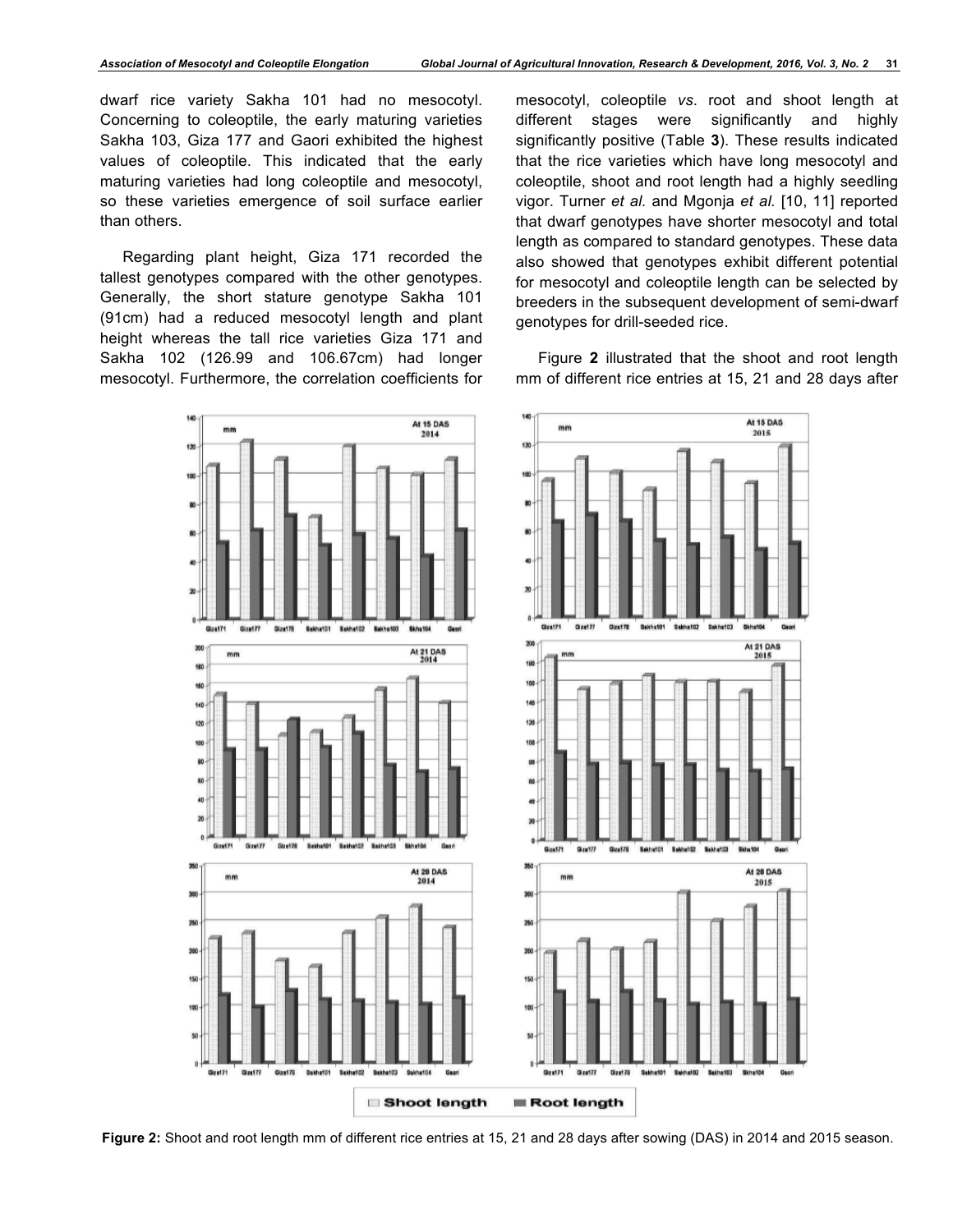dwarf rice variety Sakha 101 had no mesocotyl. Concerning to coleoptile, the early maturing varieties Sakha 103, Giza 177 and Gaori exhibited the highest values of coleoptile. This indicated that the early maturing varieties had long coleoptile and mesocotyl, so these varieties emergence of soil surface earlier than others.

Regarding plant height, Giza 171 recorded the tallest genotypes compared with the other genotypes. Generally, the short stature genotype Sakha 101 (91cm) had a reduced mesocotyl length and plant height whereas the tall rice varieties Giza 171 and Sakha 102 (126.99 and 106.67cm) had longer mesocotyl. Furthermore, the correlation coefficients for mesocotyl, coleoptile *vs.* root and shoot length at different stages were significantly and highly significantly positive (Table **3**). These results indicated that the rice varieties which have long mesocotyl and coleoptile, shoot and root length had a highly seedling vigor. Turner *et al.* and Mgonja *et al.* [10, 11] reported that dwarf genotypes have shorter mesocotyl and total length as compared to standard genotypes. These data also showed that genotypes exhibit different potential for mesocotyl and coleoptile length can be selected by breeders in the subsequent development of semi-dwarf genotypes for drill-seeded rice.

Figure **2** illustrated that the shoot and root length mm of different rice entries at 15, 21 and 28 days after

**Figure 2:** Shoot and root length mm of different rice entries at 15, 21 and 28 days after sowing (DAS) in 2014 and 2015 season.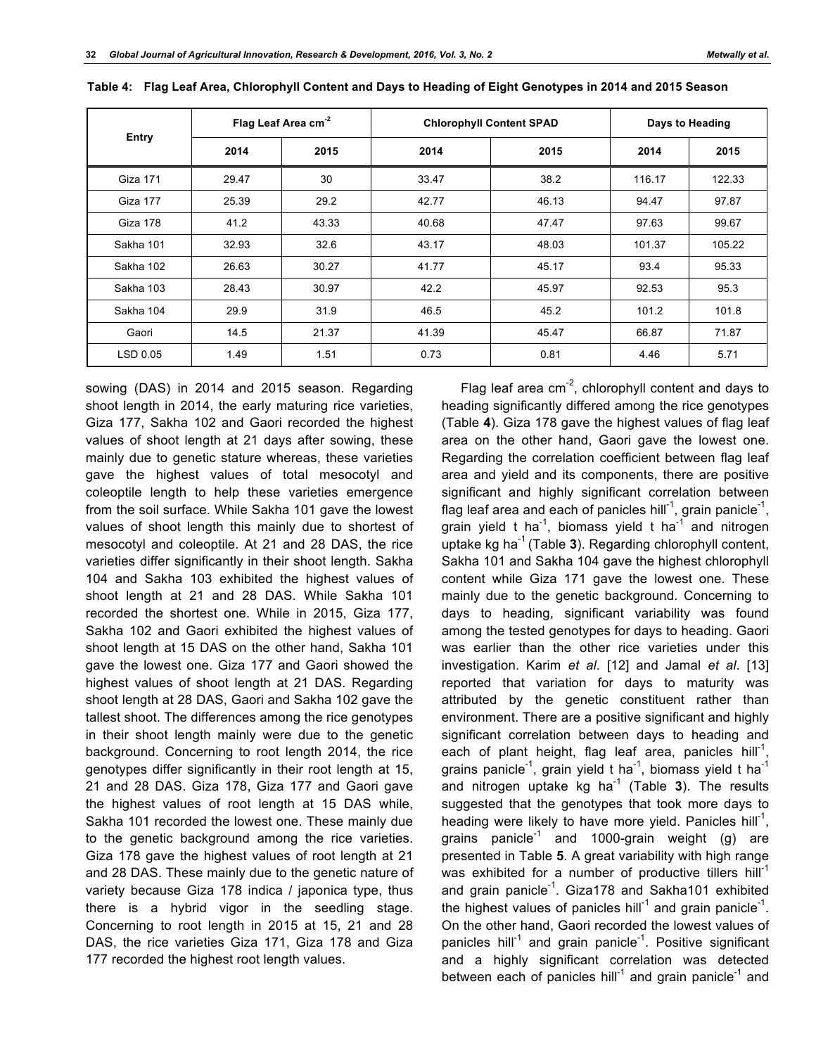**Table 4: Flag Leaf Area, Chlorophyll Content and Days to Heading of Eight Genotypes in 2014 and 2015 Season**

| Entry | Flag Leaf Area $cm^{-2}$ | | Chlorophyll Content SPAD | | Days to Heading | |
|---|---|---|---|---|---|---|
| | 2014 | 2015 | 2014 | 2015 | 2014 | 2015 |
| Giza 171 | 29.47 | 30 | 33.47 | 38.2 | 116.17 | 122.33 |
| Giza 177 | 25.39 | 29.2 | 42.77 | 46.13 | 94.47 | 97.87 |
| Giza 178 | 41.2 | 43.33 | 40.68 | 47.47 | 97.63 | 99.67 |
| Sakha 101 | 32.93 | 32.6 | 43.17 | 48.03 | 101.37 | 105.22 |
| Sakha 102 | 26.63 | 30.27 | 41.77 | 45.17 | 93.4 | 95.33 |
| Sakha 103 | 28.43 | 30.97 | 42.2 | 45.97 | 92.53 | 95.3 |
| Sakha 104 | 29.9 | 31.9 | 46.5 | 45.2 | 101.2 | 101.8 |
| Gaori | 14.5 | 21.37 | 41.39 | 45.47 | 66.87 | 71.87 |
| LSD 0.05 | 1.49 | 1.51 | 0.73 | 0.81 | 4.46 | 5.71 |

sowing (DAS) in 2014 and 2015 season. Regarding shoot length in 2014, the early maturing rice varieties, Giza 177, Sakha 102 and Gaori recorded the highest values of shoot length at 21 days after sowing, these mainly due to genetic stature whereas, these varieties gave the highest values of total mesocotyl and coleoptile length to help these varieties emergence from the soil surface. While Sakha 101 gave the lowest values of shoot length this mainly due to shortest of mesocotyl and coleoptile. At 21 and 28 DAS, the rice varieties differ significantly in their shoot length. Sakha 104 and Sakha 103 exhibited the highest values of shoot length at 21 and 28 DAS. While Sakha 101 recorded the shortest one. While in 2015, Giza 177, Sakha 102 and Gaori exhibited the highest values of shoot length at 15 DAS on the other hand, Sakha 101 gave the lowest one. Giza 177 and Gaori showed the highest values of shoot length at 21 DAS. Regarding shoot length at 28 DAS, Gaori and Sakha 102 gave the tallest shoot. The differences among the rice genotypes in their shoot length mainly were due to the genetic background. Concerning to root length 2014, the rice genotypes differ significantly in their root length at 15, 21 and 28 DAS. Giza 178, Giza 177 and Gaori gave the highest values of root length at 15 DAS while, Sakha 101 recorded the lowest one. These mainly due to the genetic background among the rice varieties. Giza 178 gave the highest values of root length at 21 and 28 DAS. These mainly due to the genetic nature of variety because Giza 178 indica / japonica type, thus there is a hybrid vigor in the seedling stage. Concerning to root length in 2015 at 15, 21 and 28 DAS, the rice varieties Giza 171, Giza 178 and Giza 177 recorded the highest root length values.

Flag leaf area $cm^{-2}$, chlorophyll content and days to heading significantly differed among the rice genotypes (Table **4**). Giza 178 gave the highest values of flag leaf area on the other hand, Gaori gave the lowest one. Regarding the correlation coefficient between flag leaf area and yield and its components, there are positive significant and highly significant correlation between flag leaf area and each of panicles $hill^{-1}$, grain $panicle^{-1}$, grain yield t $ha^{-1}$, biomass yield t $ha^{-1}$ and nitrogen uptake kg $ha^{-1}$ (Table **3**). Regarding chlorophyll content, Sakha 101 and Sakha 104 gave the highest chlorophyll content while Giza 171 gave the lowest one. These mainly due to the genetic background. Concerning to days to heading, significant variability was found among the tested genotypes for days to heading. Gaori was earlier than the other rice varieties under this investigation. Karim *et al*. [12] and Jamal *et al*. [13] reported that variation for days to maturity was attributed by the genetic constituent rather than environment. There are a positive significant and highly significant correlation between days to heading and each of plant height, flag leaf area, panicles $hill^{-1}$, grains $panicle^{-1}$, grain yield t $ha^{-1}$, biomass yield t $ha^{-1}$ and nitrogen uptake kg $ha^{-1}$ (Table **3**). The results suggested that the genotypes that took more days to heading were likely to have more yield. Panicles $hill^{-1}$, grains $panicle^{-1}$ and 1000-grain weight (g) are presented in Table **5**. A great variability with high range was exhibited for a number of productive tillers $hill^{-1}$ and grain $panicle^{-1}$. Giza178 and Sakha101 exhibited the highest values of panicles $hill^{-1}$ and grain $panicle^{-1}$. On the other hand, Gaori recorded the lowest values of panicles $hill^{-1}$ and grain $panicle^{-1}$. Positive significant and a highly significant correlation was detected between each of panicles $hill^{-1}$ and grain $panicle^{-1}$ and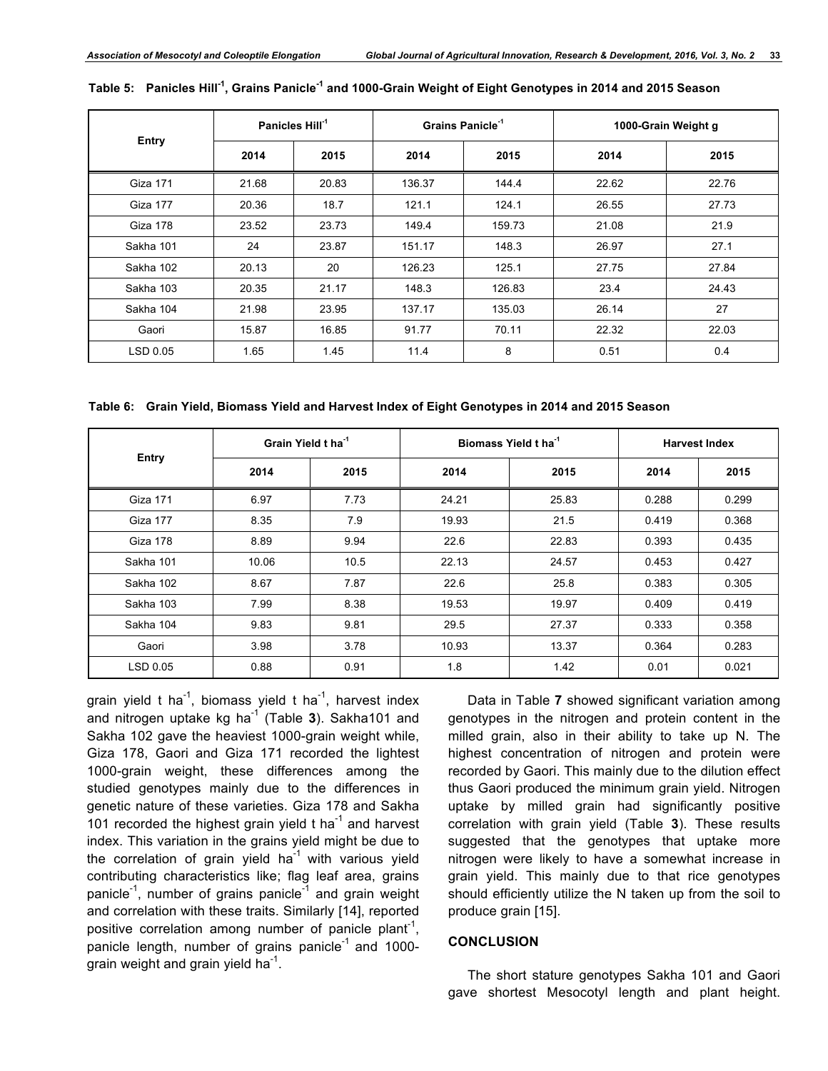**Table 5: Panicles Hill$^{-1}$, Grains Panicle$^{-1}$ and 1000-Grain Weight of Eight Genotypes in 2014 and 2015 Season**

| Entry | Panicles Hill$^{-1}$ | | Grains Panicle$^{-1}$ | | 1000-Grain Weight g | |
|---|---|---|---|---|---|---|
| | 2014 | 2015 | 2014 | 2015 | 2014 | 2015 |
| Giza 171 | 21.68 | 20.83 | 136.37 | 144.4 | 22.62 | 22.76 |
| Giza 177 | 20.36 | 18.7 | 121.1 | 124.1 | 26.55 | 27.73 |
| Giza 178 | 23.52 | 23.73 | 149.4 | 159.73 | 21.08 | 21.9 |
| Sakha 101 | 24 | 23.87 | 151.17 | 148.3 | 26.97 | 27.1 |
| Sakha 102 | 20.13 | 20 | 126.23 | 125.1 | 27.75 | 27.84 |
| Sakha 103 | 20.35 | 21.17 | 148.3 | 126.83 | 23.4 | 24.43 |
| Sakha 104 | 21.98 | 23.95 | 137.17 | 135.03 | 26.14 | 27 |
| Gaori | 15.87 | 16.85 | 91.77 | 70.11 | 22.32 | 22.03 |
| LSD 0.05 | 1.65 | 1.45 | 11.4 | 8 | 0.51 | 0.4 |

**Table 6: Grain Yield, Biomass Yield and Harvest Index of Eight Genotypes in 2014 and 2015 Season**

| Entry | Grain Yield t ha$^{-1}$ | | Biomass Yield t ha$^{-1}$ | | Harvest Index | |
|---|---|---|---|---|---|---|
| | 2014 | 2015 | 2014 | 2015 | 2014 | 2015 |
| Giza 171 | 6.97 | 7.73 | 24.21 | 25.83 | 0.288 | 0.299 |
| Giza 177 | 8.35 | 7.9 | 19.93 | 21.5 | 0.419 | 0.368 |
| Giza 178 | 8.89 | 9.94 | 22.6 | 22.83 | 0.393 | 0.435 |
| Sakha 101 | 10.06 | 10.5 | 22.13 | 24.57 | 0.453 | 0.427 |
| Sakha 102 | 8.67 | 7.87 | 22.6 | 25.8 | 0.383 | 0.305 |
| Sakha 103 | 7.99 | 8.38 | 19.53 | 19.97 | 0.409 | 0.419 |
| Sakha 104 | 9.83 | 9.81 | 29.5 | 27.37 | 0.333 | 0.358 |
| Gaori | 3.98 | 3.78 | 10.93 | 13.37 | 0.364 | 0.283 |
| LSD 0.05 | 0.88 | 0.91 | 1.8 | 1.42 | 0.01 | 0.021 |

grain yield t ha$^{-1}$, biomass yield t ha$^{-1}$, harvest index and nitrogen uptake kg ha$^{-1}$ (Table **3**). Sakha101 and Sakha 102 gave the heaviest 1000-grain weight while, Giza 178, Gaori and Giza 171 recorded the lightest 1000-grain weight, these differences among the studied genotypes mainly due to the differences in genetic nature of these varieties. Giza 178 and Sakha 101 recorded the highest grain yield t ha$^{-1}$ and harvest index. This variation in the grains yield might be due to the correlation of grain yield ha$^{-1}$ with various yield contributing characteristics like; flag leaf area, grains panicle$^{-1}$, number of grains panicle$^{-1}$ and grain weight and correlation with these traits. Similarly [14], reported positive correlation among number of panicle plant$^{-1}$, panicle length, number of grains panicle$^{-1}$ and 1000-grain weight and grain yield ha$^{-1}$.

Data in Table **7** showed significant variation among genotypes in the nitrogen and protein content in the milled grain, also in their ability to take up N. The highest concentration of nitrogen and protein were recorded by Gaori. This mainly due to the dilution effect thus Gaori produced the minimum grain yield. Nitrogen uptake by milled grain had significantly positive correlation with grain yield (Table **3**). These results suggested that the genotypes that uptake more nitrogen were likely to have a somewhat increase in grain yield. This mainly due to that rice genotypes should efficiently utilize the N taken up from the soil to produce grain [15].

## CONCLUSION

The short stature genotypes Sakha 101 and Gaori gave shortest Mesocotyl length and plant height.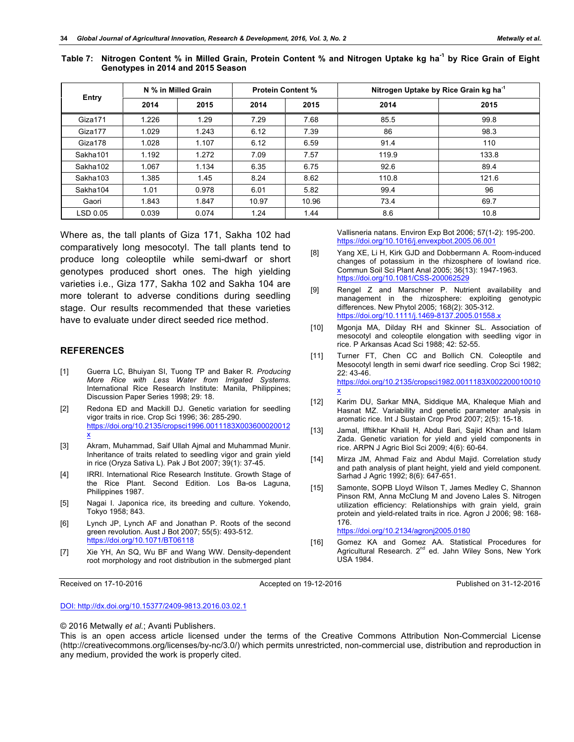**Table 7: Nitrogen Content % in Milled Grain, Protein Content % and Nitrogen Uptake kg ha$^{-1}$ by Rice Grain of Eight Genotypes in 2014 and 2015 Season**

| Entry | N % in Milled Grain | | Protein Content % | | Nitrogen Uptake by Rice Grain kg ha$^{-1}$ | |
|---|---|---|---|---|---|---|
| | 2014 | 2015 | 2014 | 2015 | 2014 | 2015 |
| Giza171 | 1.226 | 1.29 | 7.29 | 7.68 | 85.5 | 99.8 |
| Giza177 | 1.029 | 1.243 | 6.12 | 7.39 | 86 | 98.3 |
| Giza178 | 1.028 | 1.107 | 6.12 | 6.59 | 91.4 | 110 |
| Sakha101 | 1.192 | 1.272 | 7.09 | 7.57 | 119.9 | 133.8 |
| Sakha102 | 1.067 | 1.134 | 6.35 | 6.75 | 92.6 | 89.4 |
| Sakha103 | 1.385 | 1.45 | 8.24 | 8.62 | 110.8 | 121.6 |
| Sakha104 | 1.01 | 0.978 | 6.01 | 5.82 | 99.4 | 96 |
| Gaori | 1.843 | 1.847 | 10.97 | 10.96 | 73.4 | 69.7 |
| LSD 0.05 | 0.039 | 0.074 | 1.24 | 1.44 | 8.6 | 10.8 |

Where as, the tall plants of Giza 171, Sakha 102 had comparatively long mesocotyl. The tall plants tend to produce long coleoptile while semi-dwarf or short genotypes produced short ones. The high yielding varieties i.e., Giza 177, Sakha 102 and Sakha 104 are more tolerant to adverse conditions during seedling stage. Our results recommended that these varieties have to evaluate under direct seeded rice method.

## REFERENCES

[1] Guerra LC, Bhuiyan SI, Tuong TP and Baker R. *Producing More Rice with Less Water from Irrigated Systems.* International Rice Research Institute: Manila, Philippines; Discussion Paper Series 1998; 29: 18.

[2] Redona ED and Mackill DJ. Genetic variation for seedling vigor traits in rice. Crop Sci 1996; 36: 285-290. https://doi.org/10.2135/cropsci1996.0011183X003600020012x

[3] Akram, Muhammad, Saif Ullah Ajmal and Muhammad Munir. Inheritance of traits related to seedling vigor and grain yield in rice (Oryza Sativa L). Pak J Bot 2007; 39(1): 37-45.

[4] IRRI. International Rice Research Institute. Growth Stage of the Rice Plant. Second Edition. Los Ba-os Laguna, Philippines 1987.

[5] Nagai I. Japonica rice, its breeding and culture. Yokendo, Tokyo 1958; 843.

[6] Lynch JP, Lynch AF and Jonathan P. Roots of the second green revolution. Aust J Bot 2007; 55(5): 493-512. https://doi.org/10.1071/BT06118

[7] Xie YH, An SQ, Wu BF and Wang WW. Density-dependent root morphology and root distribution in the submerged plant Vallisneria natans. Environ Exp Bot 2006; 57(1-2): 195-200. https://doi.org/10.1016/j.envexpbot.2005.06.001

[8] Yang XE, Li H, Kirk GJD and Dobbermann A. Room-induced changes of potassium in the rhizosphere of lowland rice. Commun Soil Sci Plant Anal 2005; 36(13): 1947-1963. https://doi.org/10.1081/CSS-200062529

[9] Rengel Z and Marschner P. Nutrient availability and management in the rhizosphere: exploiting genotypic differences. New Phytol 2005; 168(2): 305-312. https://doi.org/10.1111/j.1469-8137.2005.01558.x

[10] Mgonja MA, Dilday RH and Skinner SL. Association of mesocotyl and coleoptile elongation with seedling vigor in rice. P Arkansas Acad Sci 1988; 42: 52-55.

[11] Turner FT, Chen CC and Bollich CN. Coleoptile and Mesocotyl length in semi dwarf rice seedling. Crop Sci 1982; 22: 43-46. https://doi.org/10.2135/cropsci1982.0011183X002200010010x

[12] Karim DU, Sarkar MNA, Siddique MA, Khaleque Miah and Hasnat MZ. Variability and genetic parameter analysis in aromatic rice. Int J Sustain Crop Prod 2007; 2(5): 15-18.

[13] Jamal, Ifftikhar Khalil H, Abdul Bari, Sajid Khan and Islam Zada. Genetic variation for yield and yield components in rice. ARPN J Agric Biol Sci 2009; 4(6): 60-64.

[14] Mirza JM, Ahmad Faiz and Abdul Majid. Correlation study and path analysis of plant height, yield and yield component. Sarhad J Agric 1992; 8(6): 647-651.

[15] Samonte, SOPB Lloyd Wilson T, James Medley C, Shannon Pinson RM, Anna McClung M and Joveno Lales S. Nitrogen utilization efficiency: Relationships with grain yield, grain protein and yield-related traits in rice. Agron J 2006; 98: 168-176. https://doi.org/10.2134/agronj2005.0180

[16] Gomez KA and Gomez AA. Statistical Procedures for Agricultural Research. 2nd ed. Jahn Wiley Sons, New York USA 1984.

Received on 17-10-2016 Accepted on 19-12-2016 Published on 31-12-2016

DOI: http://dx.doi.org/10.15377/2409-9813.2016.03.02.1

© 2016 Metwally *et al.*; Avanti Publishers.

This is an open access article licensed under the terms of the Creative Commons Attribution Non-Commercial License (http://creativecommons.org/licenses/by-nc/3.0/) which permits unrestricted, non-commercial use, distribution and reproduction in any medium, provided the work is properly cited.